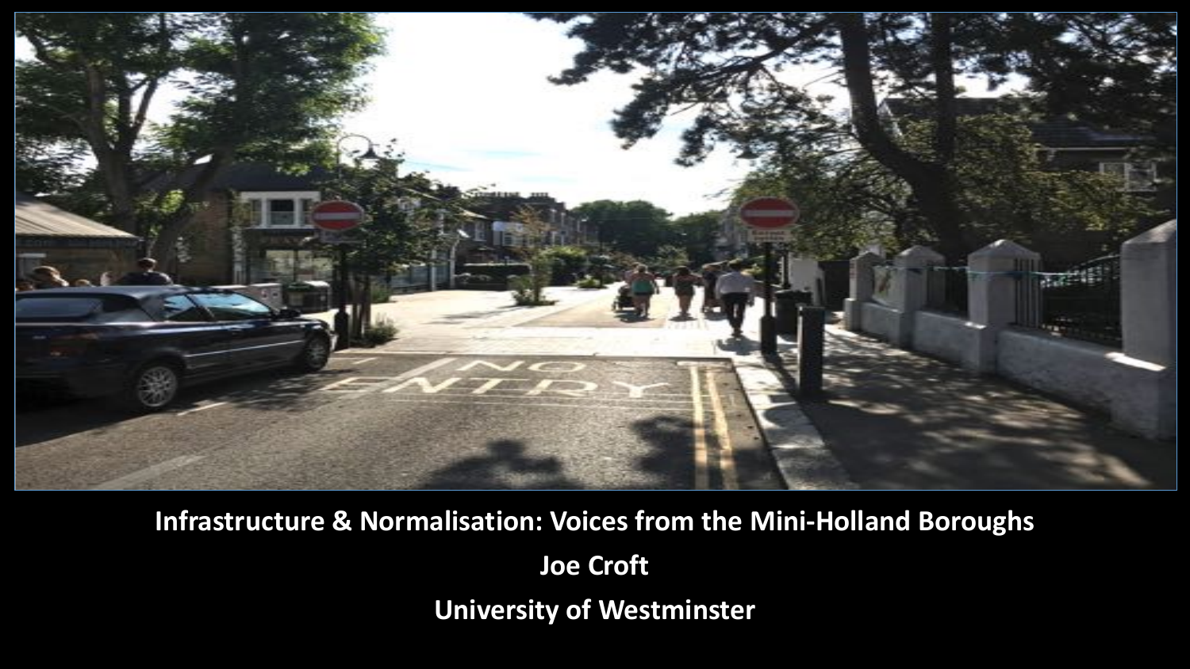**Infrastructure & Normalisation: Voices from the Mini-Holland Boroughs**

**Joe Croft**

**University of Westminster**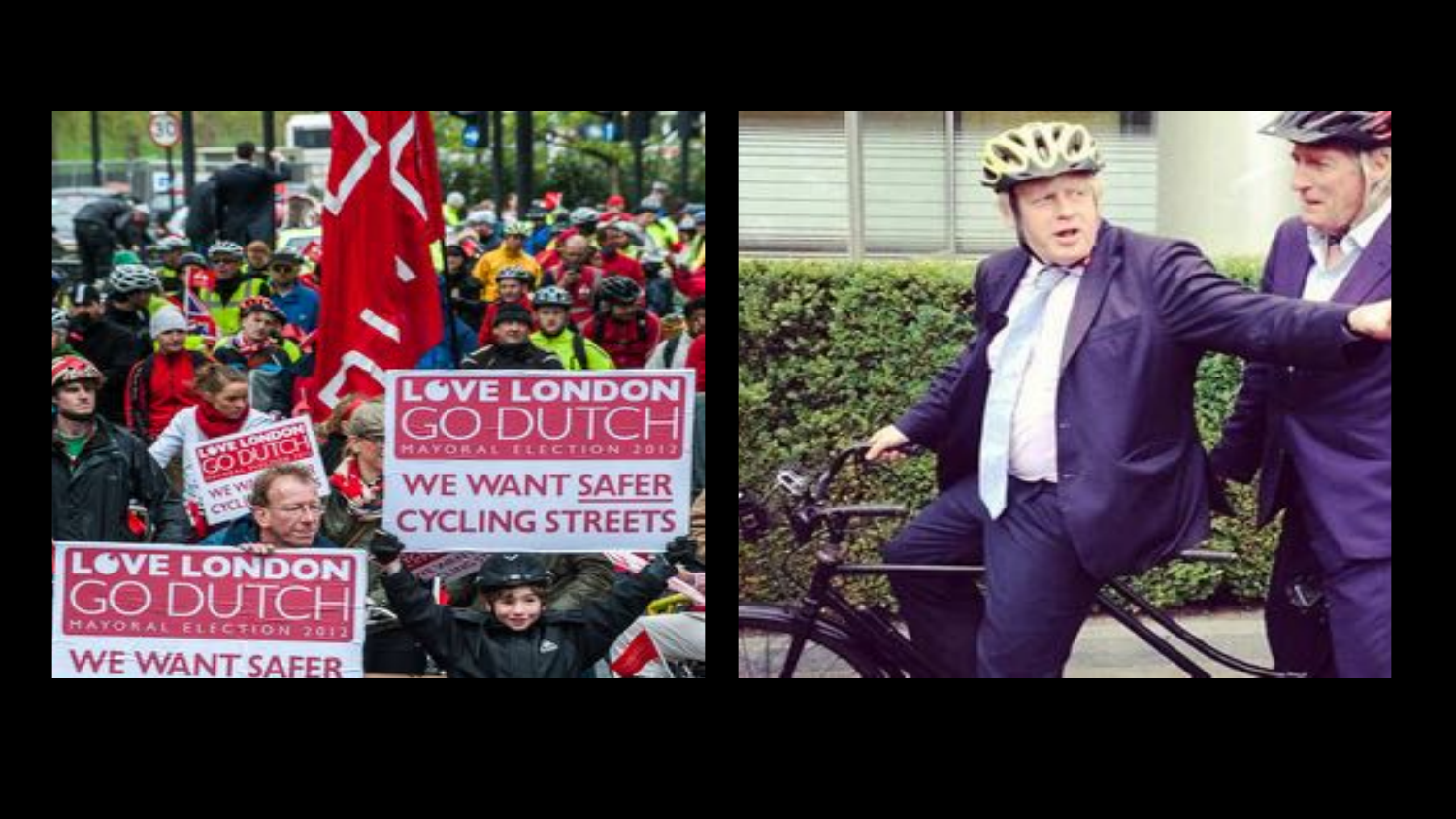LOVE LONDON
GO DUTCH
MAYORAL ELECTION 2012
WE WANT SAFER
CYCLING STREETS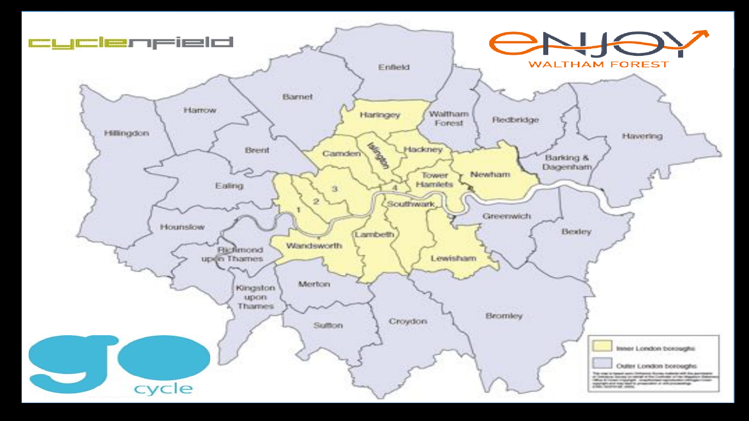cycle enfield

enjoy WALTHAM FOREST

go cycle

Enfield, Barnet, Harrow, Hillingdon, Haringey, Waltham Forest, Redbridge, Havering, Camden, Islington, Hackney, Brent, Ealing, Barking & Dagenham, Tower Hamlets, Newham, 1, 2, 3, 4, Southwark, Greenwich, Hounslow, Bexley, Lambeth, Richmond upon Thames, Wandsworth, Lewisham, Kingston upon Thames, Merton, Sutton, Croydon, Bromley

- Inner London boroughs
- Outer London boroughs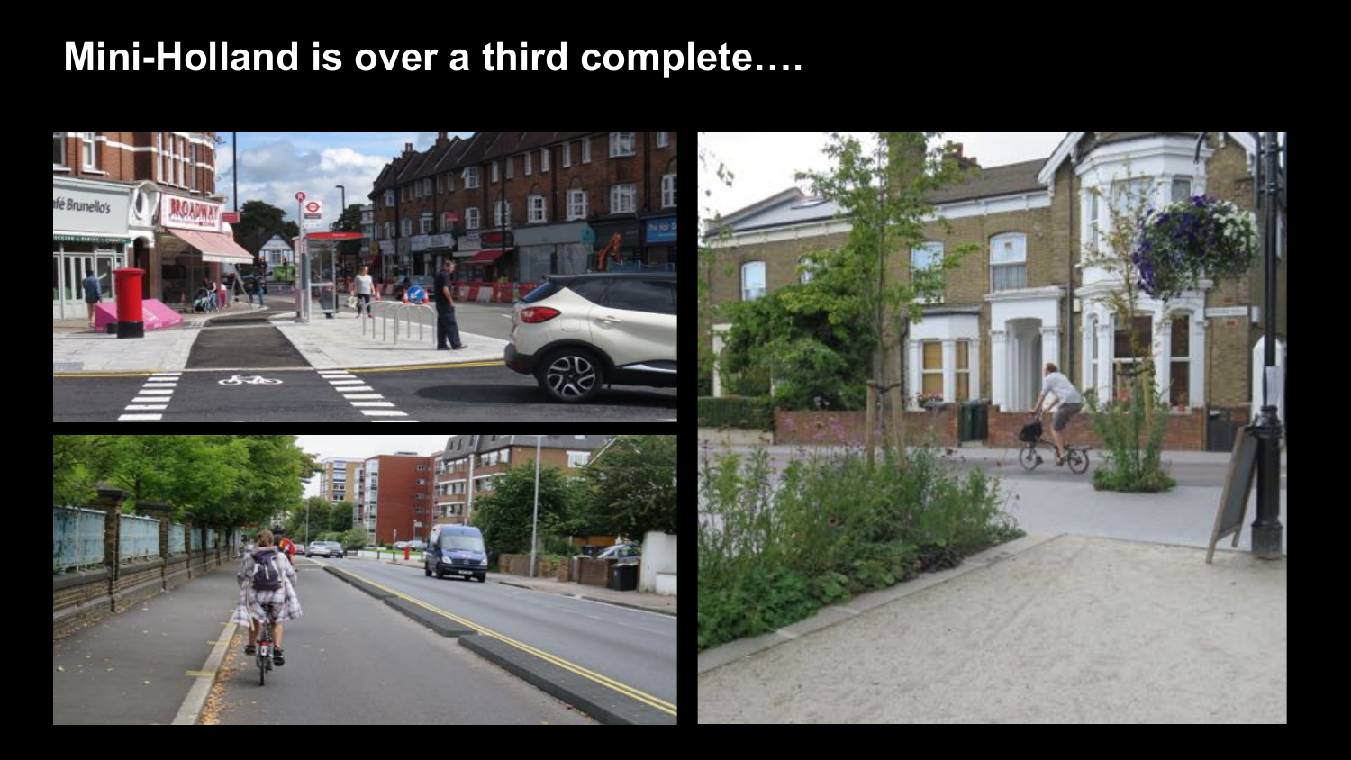# Mini-Holland is over a third complete….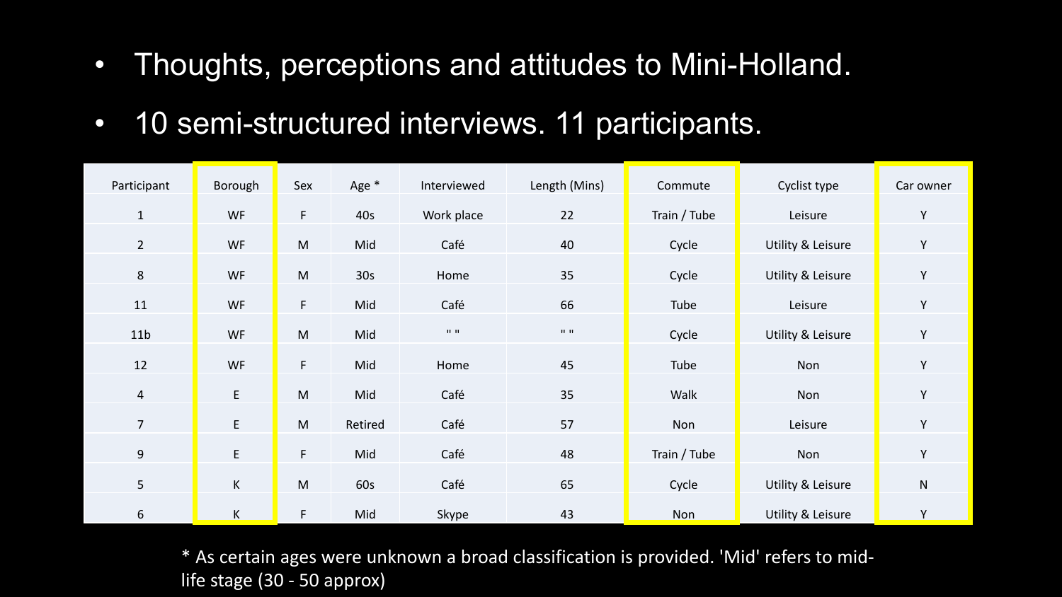- Thoughts, perceptions and attitudes to Mini-Holland.
- 10 semi-structured interviews. 11 participants.

| Participant | Borough | Sex | Age * | Interviewed | Length (Mins) | Commute | Cyclist type | Car owner |
|---|---|---|---|---|---|---|---|---|
| 1 | WF | F | 40s | Work place | 22 | Train / Tube | Leisure | Y |
| 2 | WF | M | Mid | Café | 40 | Cycle | Utility & Leisure | Y |
| 8 | WF | M | 30s | Home | 35 | Cycle | Utility & Leisure | Y |
| 11 | WF | F | Mid | Café | 66 | Tube | Leisure | Y |
| 11b | WF | M | Mid | " " | " " | Cycle | Utility & Leisure | Y |
| 12 | WF | F | Mid | Home | 45 | Tube | Non | Y |
| 4 | E | M | Mid | Café | 35 | Walk | Non | Y |
| 7 | E | M | Retired | Café | 57 | Non | Leisure | Y |
| 9 | E | F | Mid | Café | 48 | Train / Tube | Non | Y |
| 5 | K | M | 60s | Café | 65 | Cycle | Utility & Leisure | N |
| 6 | K | F | Mid | Skype | 43 | Non | Utility & Leisure | Y |

* As certain ages were unknown a broad classification is provided. 'Mid' refers to mid-life stage (30 - 50 approx)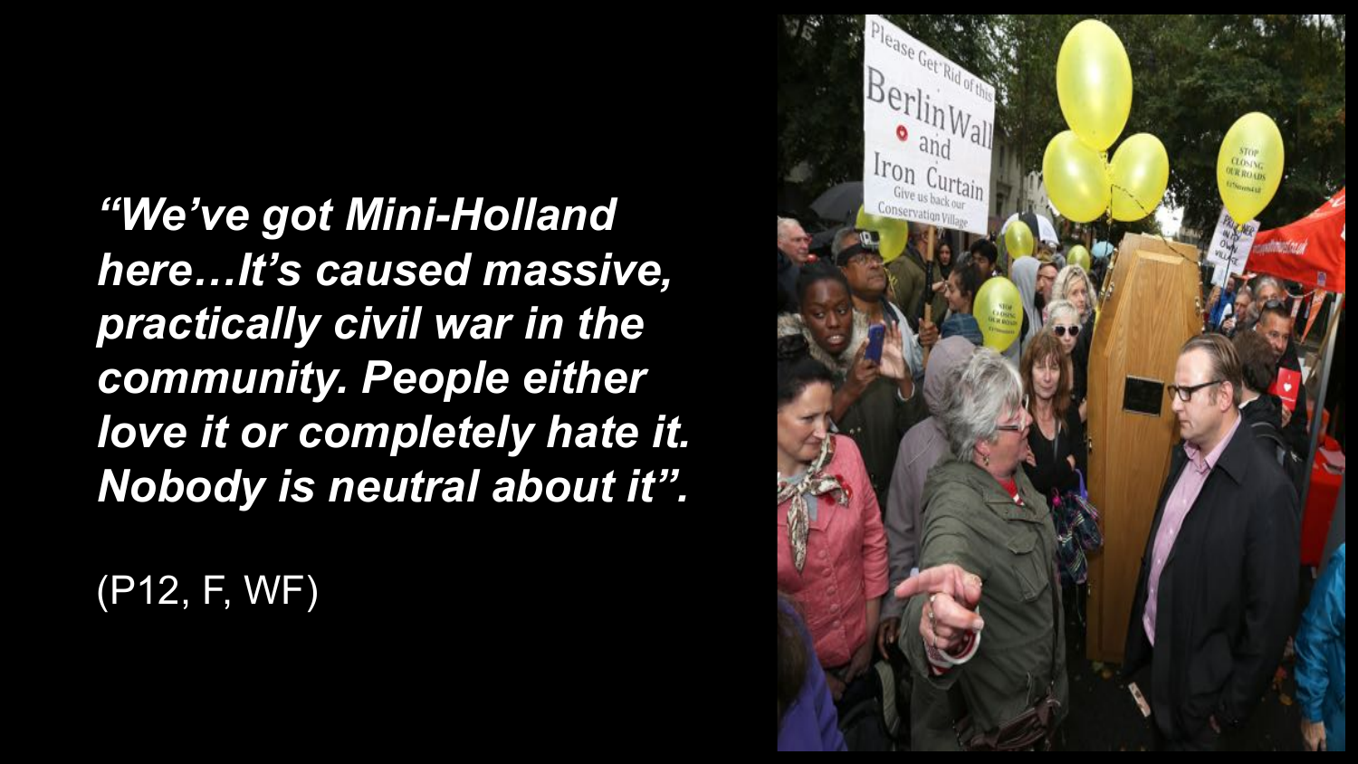***"We've got Mini-Holland here…It's caused massive, practically civil war in the community. People either love it or completely hate it. Nobody is neutral about it".***

(P12, F, WF)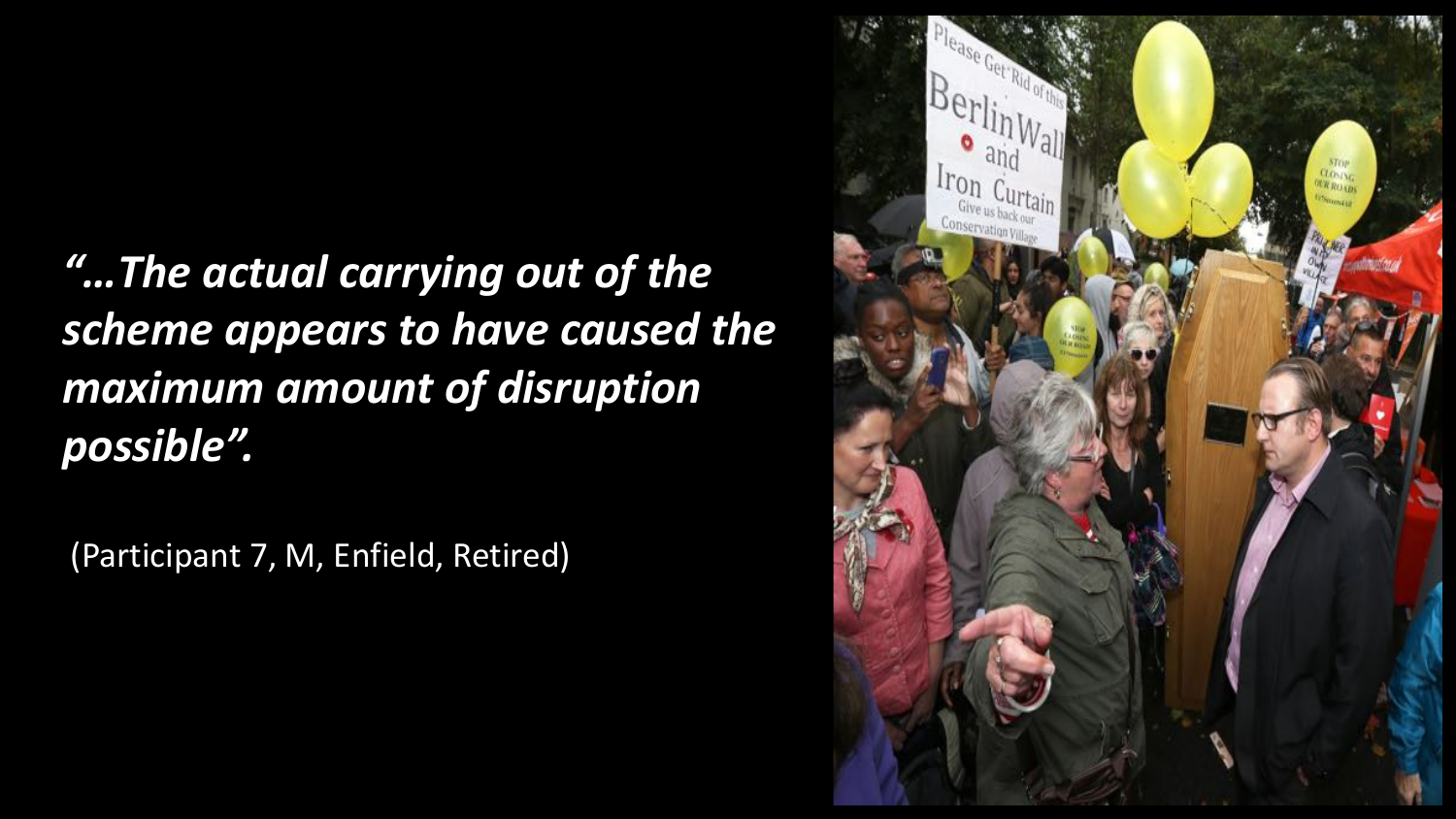***"…The actual carrying out of the scheme appears to have caused the maximum amount of disruption possible".***

(Participant 7, M, Enfield, Retired)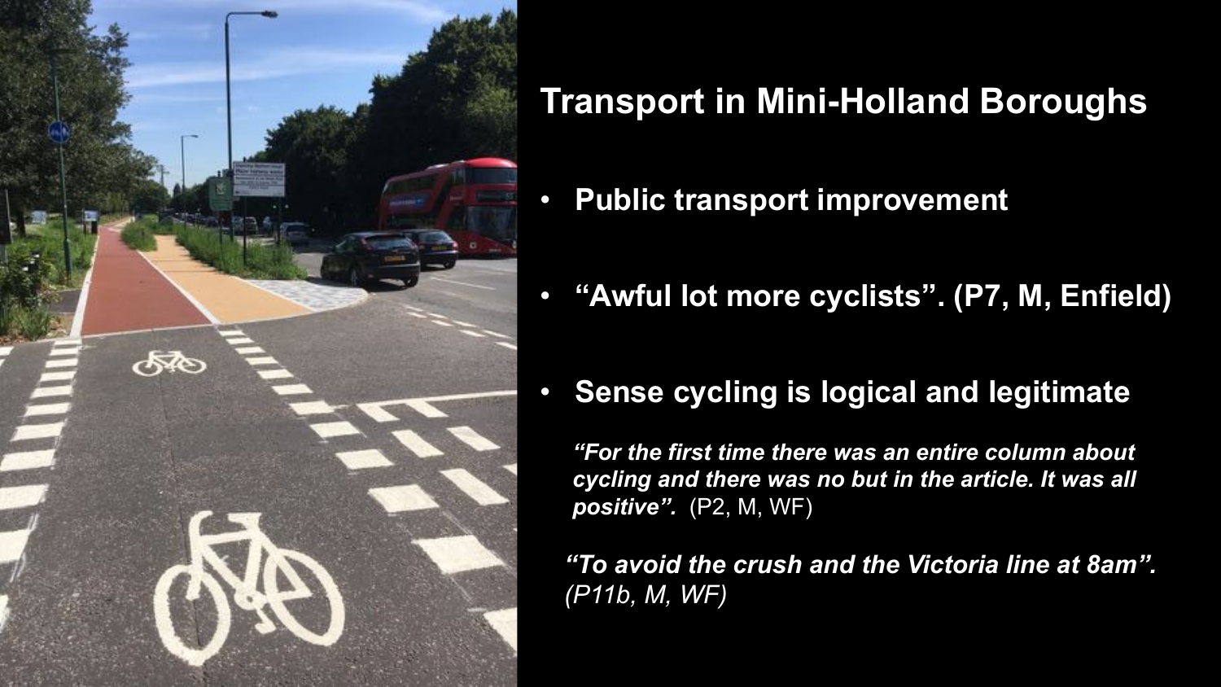# Transport in Mini-Holland Boroughs

- **Public transport improvement**
- **"Awful lot more cyclists". (P7, M, Enfield)**
- **Sense cycling is logical and legitimate**

***"For the first time there was an entire column about cycling and there was no but in the article. It was all positive".*** (P2, M, WF)

***"To avoid the crush and the Victoria line at 8am".*** *(P11b, M, WF)*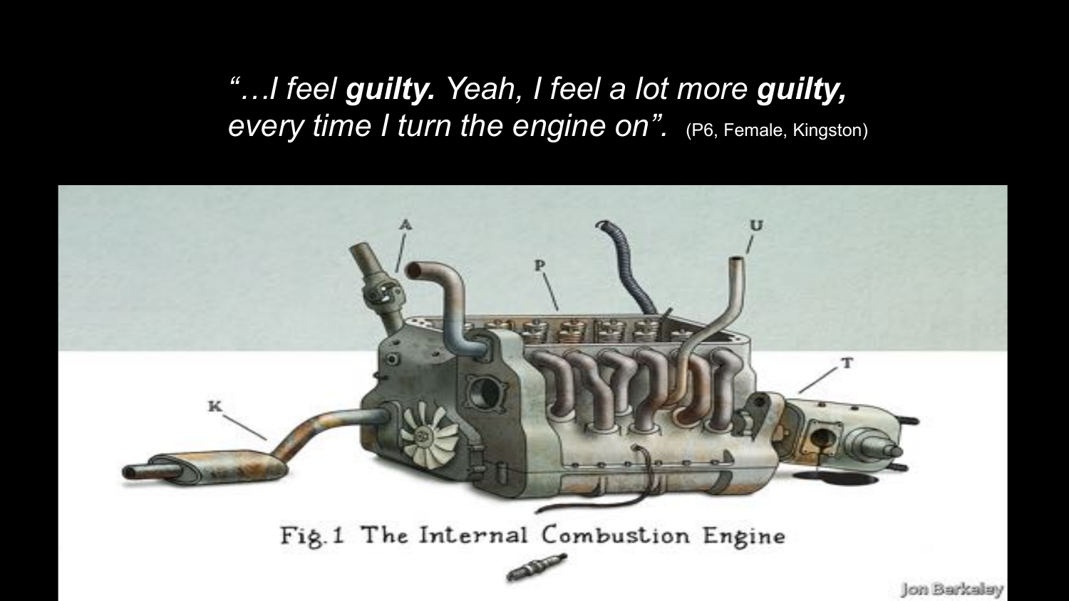*"…I feel **guilty.** Yeah, I feel a lot more **guilty,** every time I turn the engine on".* (P6, Female, Kingston)

Fig. 1 The Internal Combustion Engine

Jon Barkalay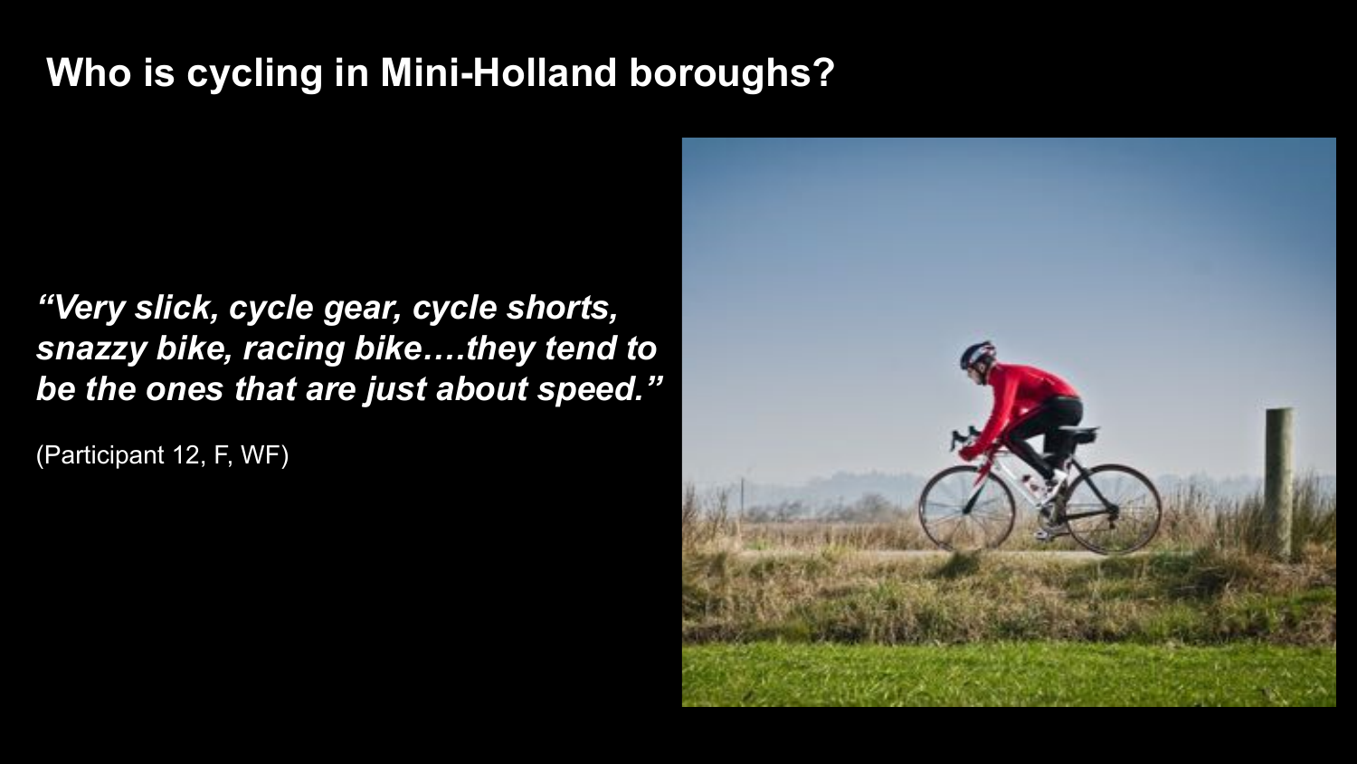# Who is cycling in Mini-Holland boroughs?

***"Very slick, cycle gear, cycle shorts, snazzy bike, racing bike….they tend to be the ones that are just about speed."***

(Participant 12, F, WF)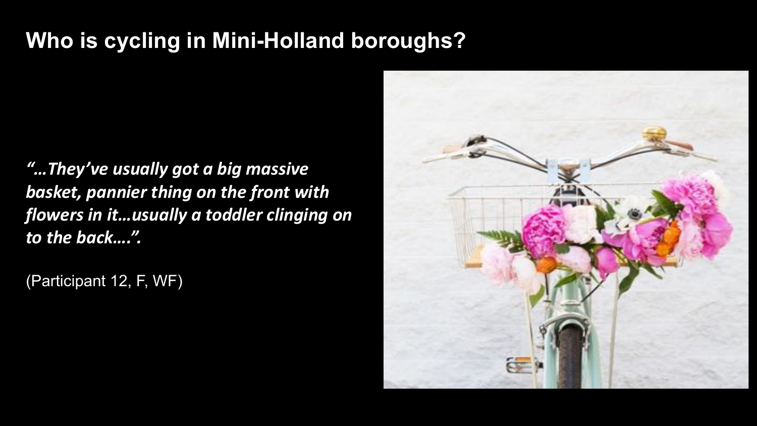# Who is cycling in Mini-Holland boroughs?

***"…They've usually got a big massive basket, pannier thing on the front with flowers in it…usually a toddler clinging on to the back….".***

(Participant 12, F, WF)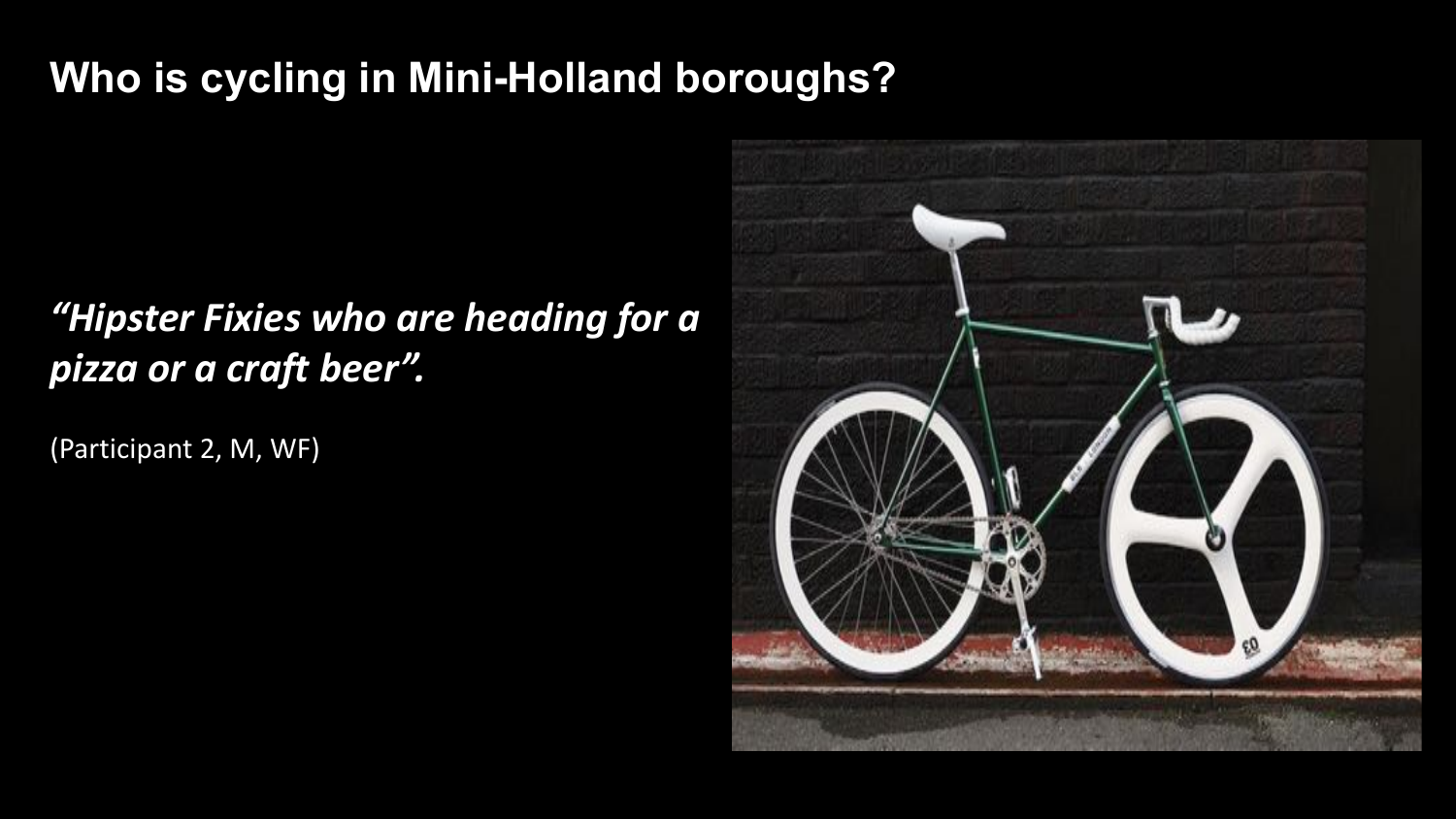# Who is cycling in Mini-Holland boroughs?

***"Hipster Fixies who are heading for a pizza or a craft beer".***

(Participant 2, M, WF)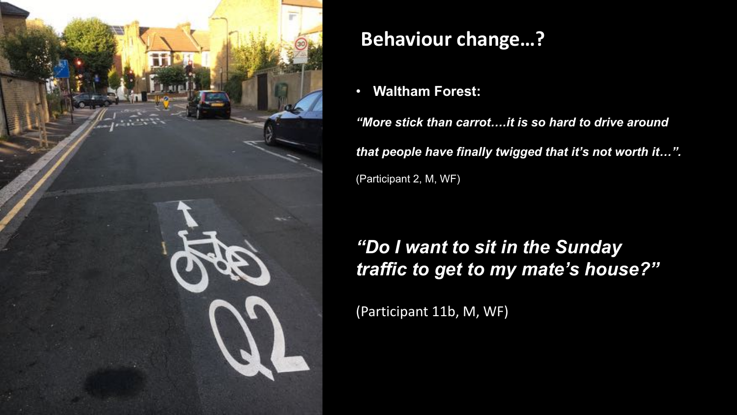## Behaviour change…?

- **Waltham Forest:**

***"More stick than carrot….it is so hard to drive around that people have finally twigged that it's not worth it…".***

(Participant 2, M, WF)

### *"Do I want to sit in the Sunday traffic to get to my mate's house?"*

(Participant 11b, M, WF)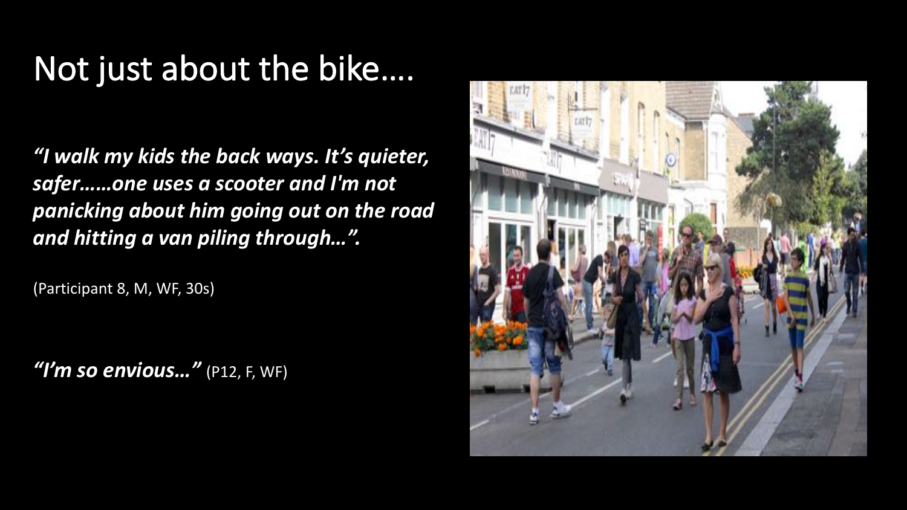# Not just about the bike….

***"I walk my kids the back ways. It's quieter, safer……one uses a scooter and I'm not panicking about him going out on the road and hitting a van piling through…".***

(Participant 8, M, WF, 30s)

***"I'm so envious…"*** (P12, F, WF)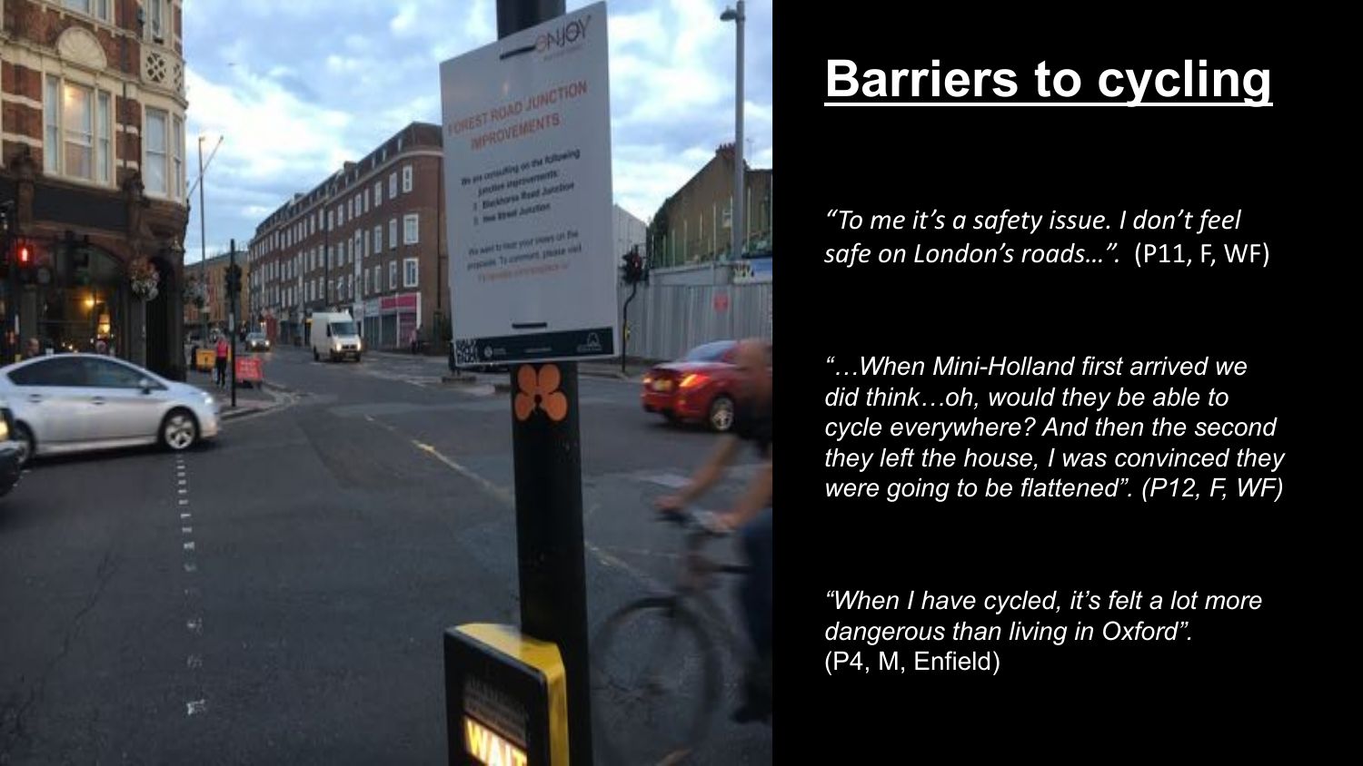# Barriers to cycling

*"To me it's a safety issue. I don't feel safe on London's roads…".* (P11, F, WF)

*"…When Mini-Holland first arrived we did think…oh, would they be able to cycle everywhere? And then the second they left the house, I was convinced they were going to be flattened". (P12, F, WF)*

*"When I have cycled, it's felt a lot more dangerous than living in Oxford".*
(P4, M, Enfield)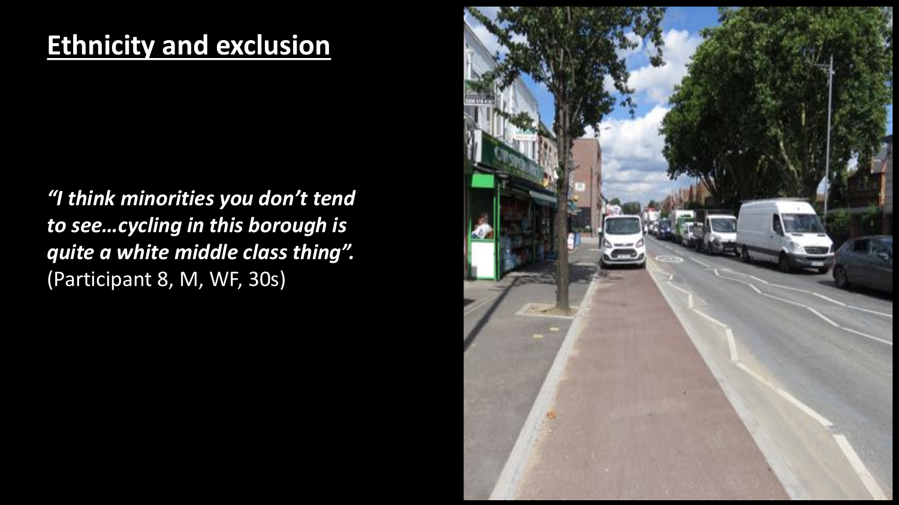# Ethnicity and exclusion

***"I think minorities you don't tend to see…cycling in this borough is quite a white middle class thing".***
(Participant 8, M, WF, 30s)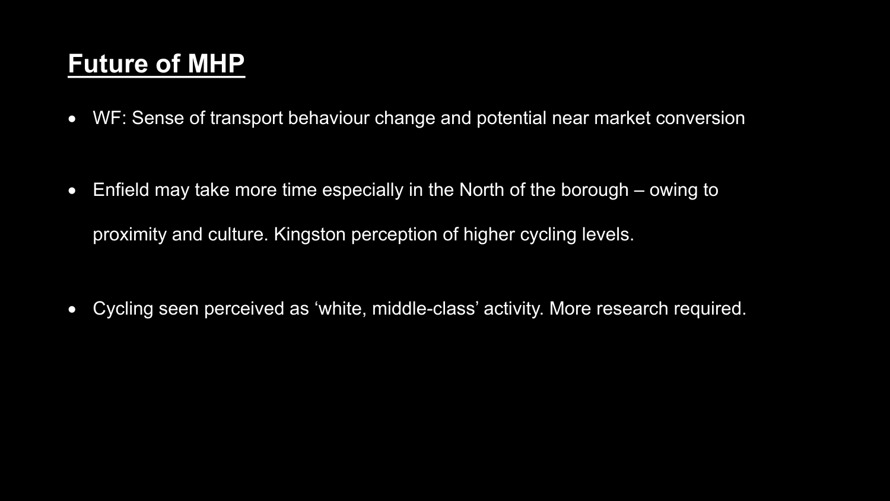## Future of MHP

- WF: Sense of transport behaviour change and potential near market conversion
- Enfield may take more time especially in the North of the borough – owing to proximity and culture. Kingston perception of higher cycling levels.
- Cycling seen perceived as 'white, middle-class' activity. More research required.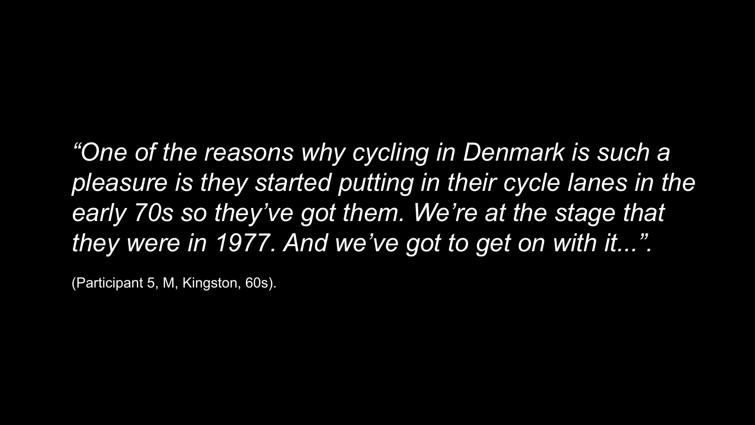*“One of the reasons why cycling in Denmark is such a pleasure is they started putting in their cycle lanes in the early 70s so they’ve got them. We’re at the stage that they were in 1977. And we’ve got to get on with it...”.*

(Participant 5, M, Kingston, 60s).